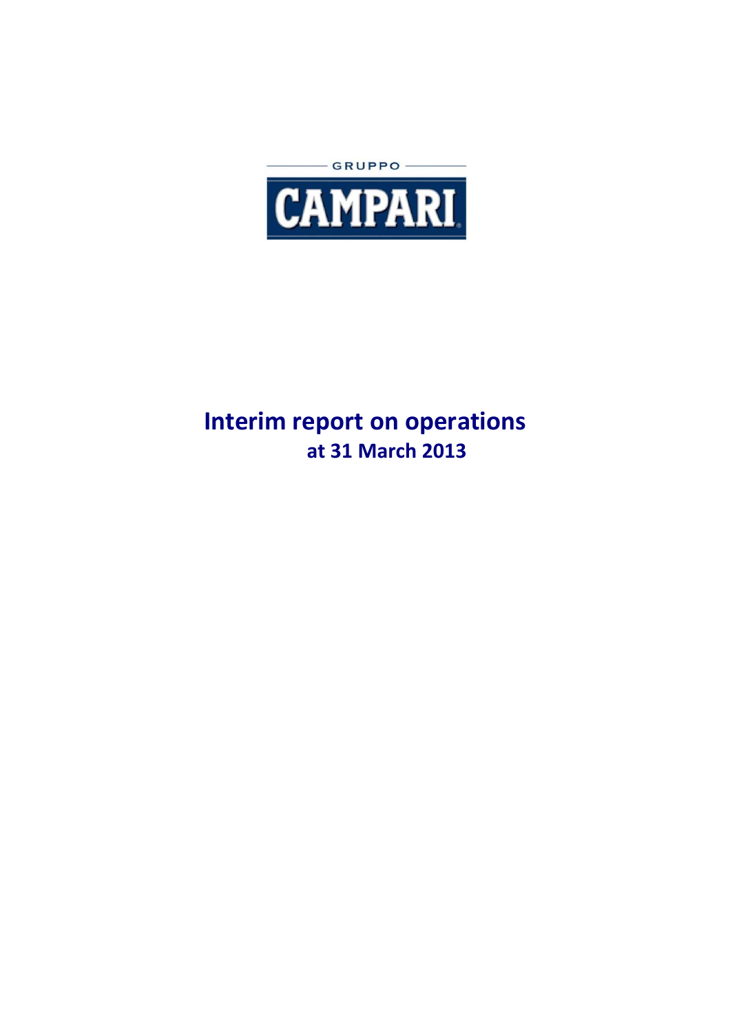GRUPPO

CAMPARI

# Interim report on operations
## at 31 March 2013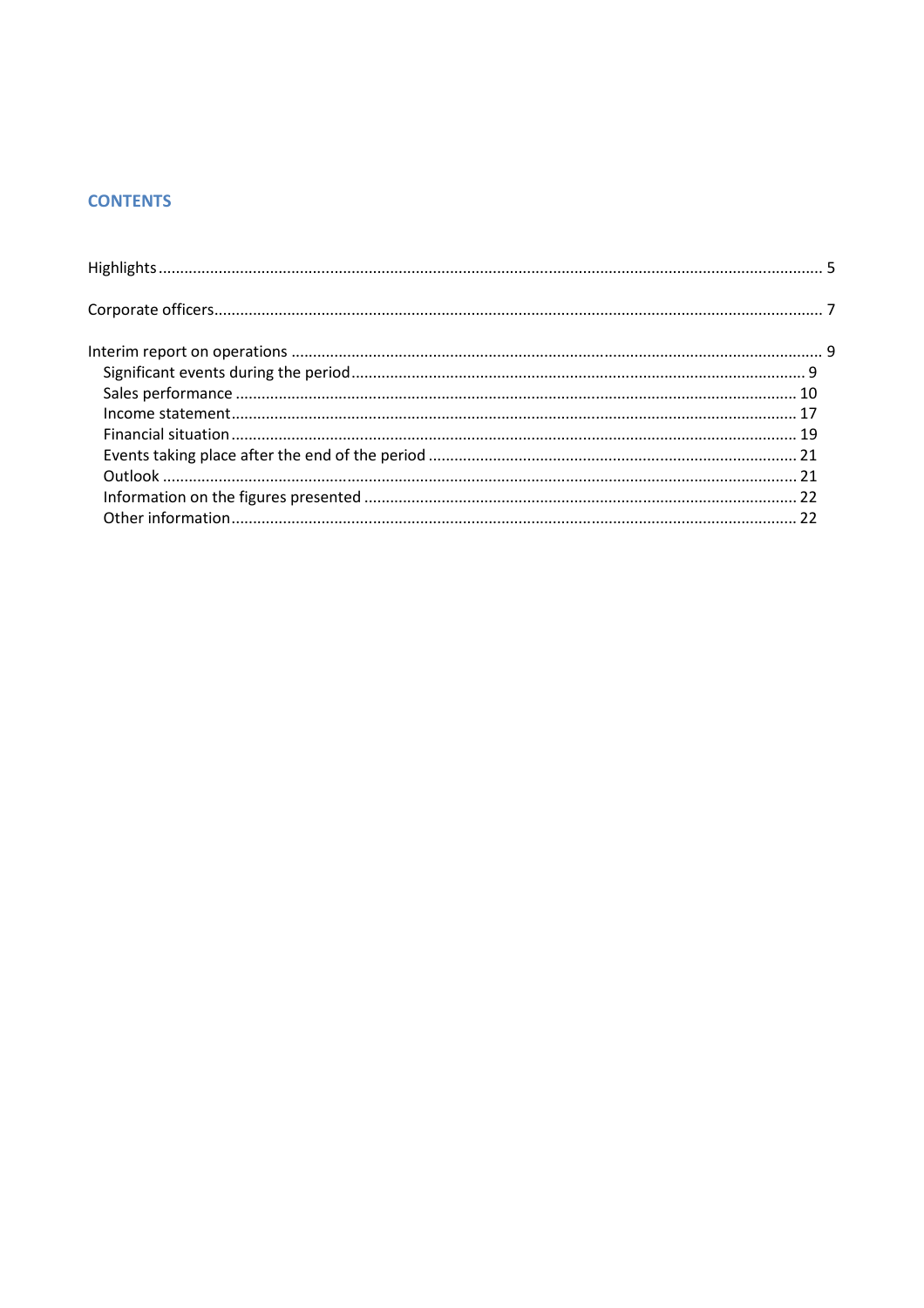## CONTENTS

Highlights ..... 5

Corporate officers ..... 7

Interim report on operations ..... 9

- Significant events during the period ..... 9
- Sales performance ..... 10
- Income statement ..... 17
- Financial situation ..... 19
- Events taking place after the end of the period ..... 21
- Outlook ..... 21
- Information on the figures presented ..... 22
- Other information ..... 22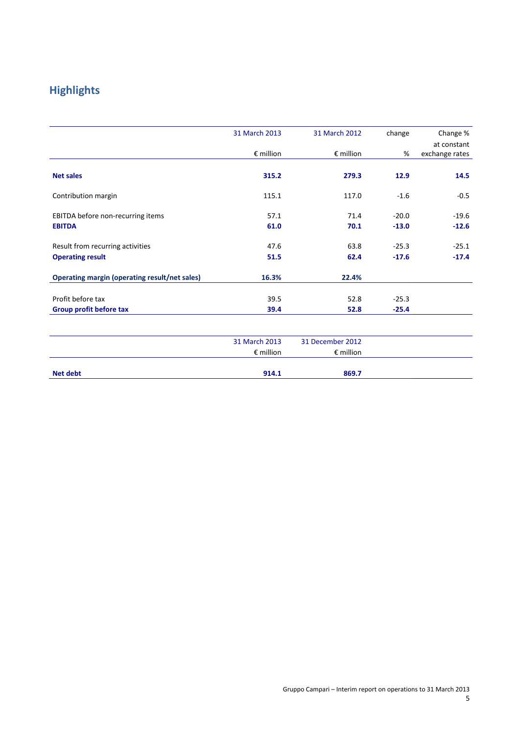# Highlights

| | 31 March 2013 | 31 March 2012 | change | Change % at constant |
|---|---|---|---|---|
| | € million | € million | % | exchange rates |
| **Net sales** | **315.2** | **279.3** | **12.9** | **14.5** |
| Contribution margin | 115.1 | 117.0 | -1.6 | -0.5 |
| EBITDA before non-recurring items | 57.1 | 71.4 | -20.0 | -19.6 |
| **EBITDA** | **61.0** | **70.1** | **-13.0** | **-12.6** |
| Result from recurring activities | 47.6 | 63.8 | -25.3 | -25.1 |
| **Operating result** | **51.5** | **62.4** | **-17.6** | **-17.4** |
| **Operating margin (operating result/net sales)** | **16.3%** | **22.4%** | | |
| Profit before tax | 39.5 | 52.8 | -25.3 | |
| **Group profit before tax** | **39.4** | **52.8** | **-25.4** | |

| | 31 March 2013 | 31 December 2012 |
|---|---|---|
| | € million | € million |
| **Net debt** | **914.1** | **869.7** |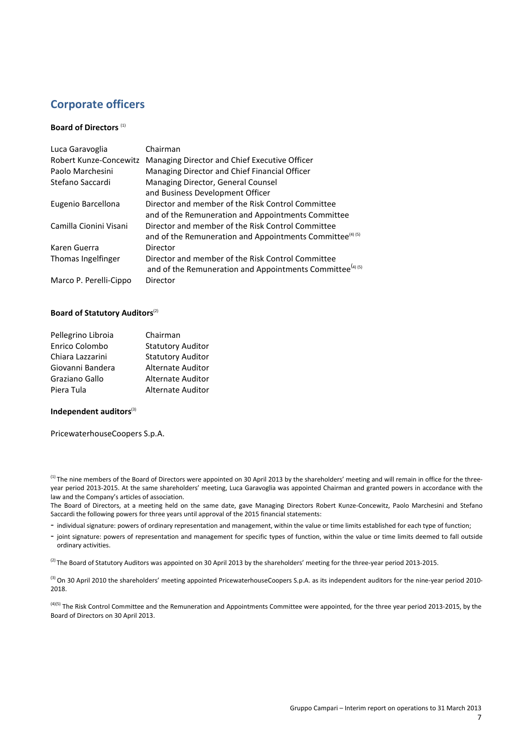## Corporate officers

**Board of Directors** [(1)]

| | |
|---|---|
| Luca Garavoglia | Chairman |
| Robert Kunze-Concewitz | Managing Director and Chief Executive Officer |
| Paolo Marchesini | Managing Director and Chief Financial Officer |
| Stefano Saccardi | Managing Director, General Counsel and Business Development Officer |
| Eugenio Barcellona | Director and member of the Risk Control Committee and of the Remuneration and Appointments Committee |
| Camilla Cionini Visani | Director and member of the Risk Control Committee and of the Remuneration and Appointments Committee[(4) (5)] |
| Karen Guerra | Director |
| Thomas Ingelfinger | Director and member of the Risk Control Committee and of the Remuneration and Appointments Committee[(4) (5)] |
| Marco P. Perelli-Cippo | Director |

**Board of Statutory Auditors**[(2)]

| | |
|---|---|
| Pellegrino Libroia | Chairman |
| Enrico Colombo | Statutory Auditor |
| Chiara Lazzarini | Statutory Auditor |
| Giovanni Bandera | Alternate Auditor |
| Graziano Gallo | Alternate Auditor |
| Piera Tula | Alternate Auditor |

**Independent auditors**[(3)]

PricewaterhouseCoopers S.p.A.

[(1)] The nine members of the Board of Directors were appointed on 30 April 2013 by the shareholders' meeting and will remain in office for the three-year period 2013-2015. At the same shareholders' meeting, Luca Garavoglia was appointed Chairman and granted powers in accordance with the law and the Company's articles of association.
The Board of Directors, at a meeting held on the same date, gave Managing Directors Robert Kunze-Concewitz, Paolo Marchesini and Stefano Saccardi the following powers for three years until approval of the 2015 financial statements:

- individual signature: powers of ordinary representation and management, within the value or time limits established for each type of function;
- joint signature: powers of representation and management for specific types of function, within the value or time limits deemed to fall outside ordinary activities.

[(2)] The Board of Statutory Auditors was appointed on 30 April 2013 by the shareholders' meeting for the three-year period 2013-2015.

[(3)] On 30 April 2010 the shareholders' meeting appointed PricewaterhouseCoopers S.p.A. as its independent auditors for the nine-year period 2010-2018.

[(4)(5)] The Risk Control Committee and the Remuneration and Appointments Committee were appointed, for the three year period 2013-2015, by the Board of Directors on 30 April 2013.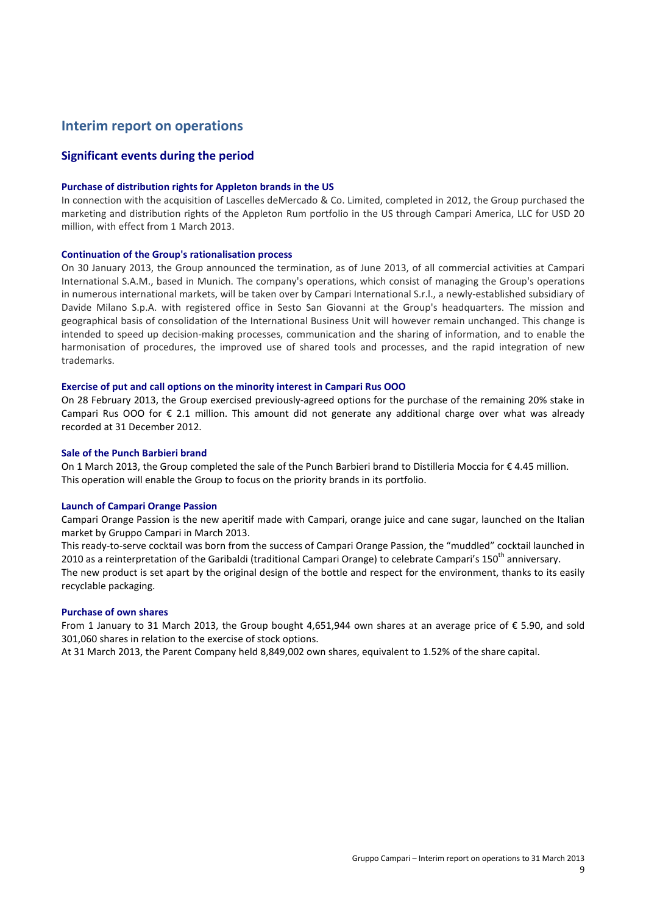# Interim report on operations

## Significant events during the period

### Purchase of distribution rights for Appleton brands in the US

In connection with the acquisition of Lascelles deMercado & Co. Limited, completed in 2012, the Group purchased the marketing and distribution rights of the Appleton Rum portfolio in the US through Campari America, LLC for USD 20 million, with effect from 1 March 2013.

### Continuation of the Group's rationalisation process

On 30 January 2013, the Group announced the termination, as of June 2013, of all commercial activities at Campari International S.A.M., based in Munich. The company's operations, which consist of managing the Group's operations in numerous international markets, will be taken over by Campari International S.r.l., a newly-established subsidiary of Davide Milano S.p.A. with registered office in Sesto San Giovanni at the Group's headquarters. The mission and geographical basis of consolidation of the International Business Unit will however remain unchanged. This change is intended to speed up decision-making processes, communication and the sharing of information, and to enable the harmonisation of procedures, the improved use of shared tools and processes, and the rapid integration of new trademarks.

### Exercise of put and call options on the minority interest in Campari Rus OOO

On 28 February 2013, the Group exercised previously-agreed options for the purchase of the remaining 20% stake in Campari Rus OOO for € 2.1 million. This amount did not generate any additional charge over what was already recorded at 31 December 2012.

### Sale of the Punch Barbieri brand

On 1 March 2013, the Group completed the sale of the Punch Barbieri brand to Distilleria Moccia for € 4.45 million. This operation will enable the Group to focus on the priority brands in its portfolio.

### Launch of Campari Orange Passion

Campari Orange Passion is the new aperitif made with Campari, orange juice and cane sugar, launched on the Italian market by Gruppo Campari in March 2013.

This ready-to-serve cocktail was born from the success of Campari Orange Passion, the "muddled" cocktail launched in 2010 as a reinterpretation of the Garibaldi (traditional Campari Orange) to celebrate Campari's 150th anniversary.

The new product is set apart by the original design of the bottle and respect for the environment, thanks to its easily recyclable packaging.

### Purchase of own shares

From 1 January to 31 March 2013, the Group bought 4,651,944 own shares at an average price of € 5.90, and sold 301,060 shares in relation to the exercise of stock options.

At 31 March 2013, the Parent Company held 8,849,002 own shares, equivalent to 1.52% of the share capital.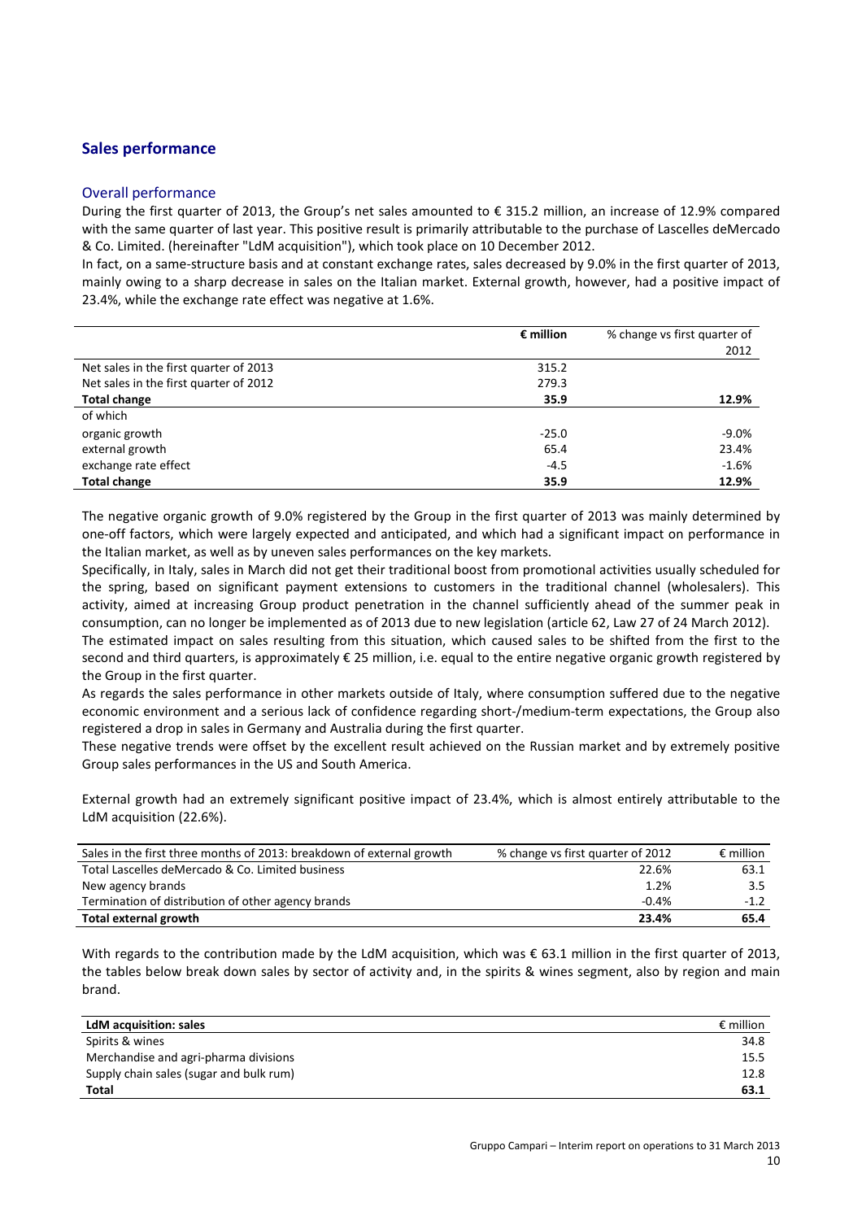## Sales performance

### Overall performance

During the first quarter of 2013, the Group's net sales amounted to € 315.2 million, an increase of 12.9% compared with the same quarter of last year. This positive result is primarily attributable to the purchase of Lascelles deMercado & Co. Limited. (hereinafter "LdM acquisition"), which took place on 10 December 2012.

In fact, on a same-structure basis and at constant exchange rates, sales decreased by 9.0% in the first quarter of 2013, mainly owing to a sharp decrease in sales on the Italian market. External growth, however, had a positive impact of 23.4%, while the exchange rate effect was negative at 1.6%.

| | € million | % change vs first quarter of 2012 |
|---|---|---|
| Net sales in the first quarter of 2013 | 315.2 | |
| Net sales in the first quarter of 2012 | 279.3 | |
| **Total change** | **35.9** | **12.9%** |
| of which | | |
| organic growth | -25.0 | -9.0% |
| external growth | 65.4 | 23.4% |
| exchange rate effect | -4.5 | -1.6% |
| **Total change** | **35.9** | **12.9%** |

The negative organic growth of 9.0% registered by the Group in the first quarter of 2013 was mainly determined by one-off factors, which were largely expected and anticipated, and which had a significant impact on performance in the Italian market, as well as by uneven sales performances on the key markets.

Specifically, in Italy, sales in March did not get their traditional boost from promotional activities usually scheduled for the spring, based on significant payment extensions to customers in the traditional channel (wholesalers). This activity, aimed at increasing Group product penetration in the channel sufficiently ahead of the summer peak in consumption, can no longer be implemented as of 2013 due to new legislation (article 62, Law 27 of 24 March 2012).

The estimated impact on sales resulting from this situation, which caused sales to be shifted from the first to the second and third quarters, is approximately € 25 million, i.e. equal to the entire negative organic growth registered by the Group in the first quarter.

As regards the sales performance in other markets outside of Italy, where consumption suffered due to the negative economic environment and a serious lack of confidence regarding short-/medium-term expectations, the Group also registered a drop in sales in Germany and Australia during the first quarter.

These negative trends were offset by the excellent result achieved on the Russian market and by extremely positive Group sales performances in the US and South America.

External growth had an extremely significant positive impact of 23.4%, which is almost entirely attributable to the LdM acquisition (22.6%).

| Sales in the first three months of 2013: breakdown of external growth | % change vs first quarter of 2012 | € million |
|---|---|---|
| Total Lascelles deMercado & Co. Limited business | 22.6% | 63.1 |
| New agency brands | 1.2% | 3.5 |
| Termination of distribution of other agency brands | -0.4% | -1.2 |
| **Total external growth** | **23.4%** | **65.4** |

With regards to the contribution made by the LdM acquisition, which was € 63.1 million in the first quarter of 2013, the tables below break down sales by sector of activity and, in the spirits & wines segment, also by region and main brand.

| LdM acquisition: sales | € million |
|---|---|
| Spirits & wines | 34.8 |
| Merchandise and agri-pharma divisions | 15.5 |
| Supply chain sales (sugar and bulk rum) | 12.8 |
| **Total** | **63.1** |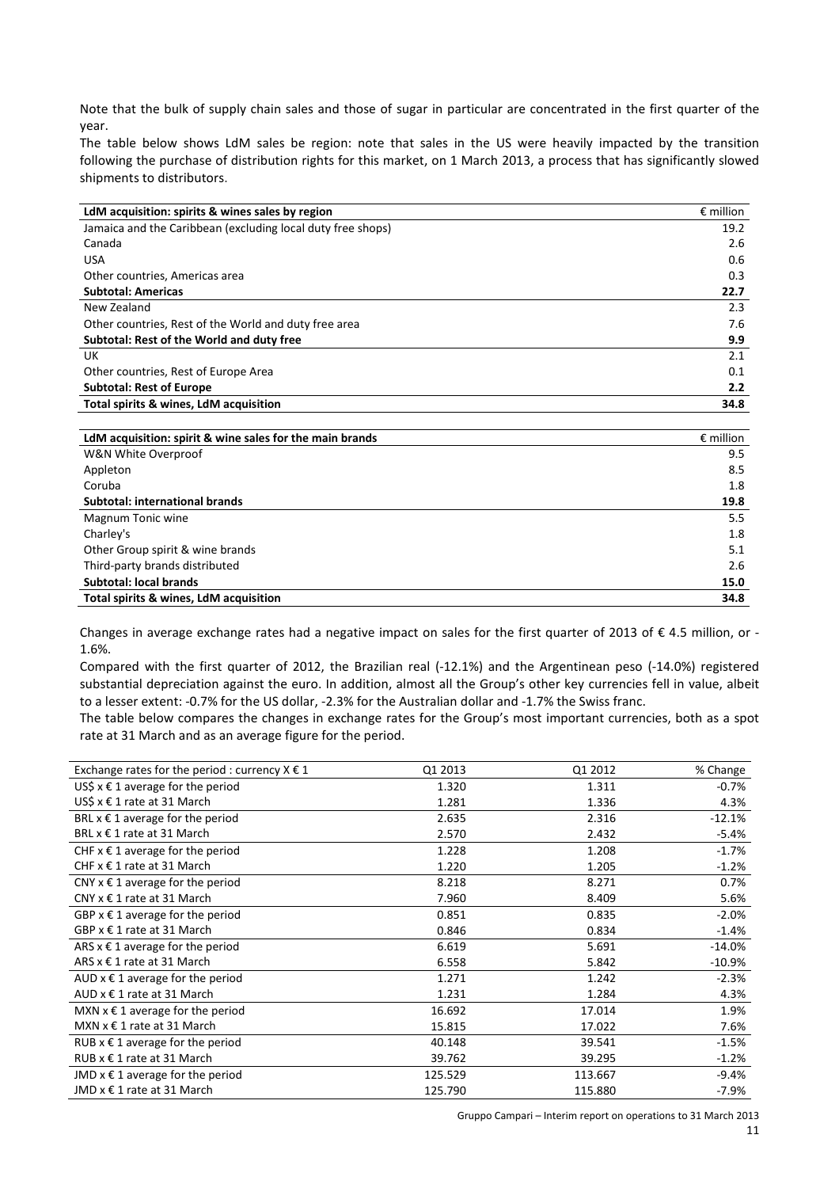Note that the bulk of supply chain sales and those of sugar in particular are concentrated in the first quarter of the year.

The table below shows LdM sales be region: note that sales in the US were heavily impacted by the transition following the purchase of distribution rights for this market, on 1 March 2013, a process that has significantly slowed shipments to distributors.

| LdM acquisition: spirits & wines sales by region | € million |
|---|---|
| Jamaica and the Caribbean (excluding local duty free shops) | 19.2 |
| Canada | 2.6 |
| USA | 0.6 |
| Other countries, Americas area | 0.3 |
| **Subtotal: Americas** | **22.7** |
| New Zealand | 2.3 |
| Other countries, Rest of the World and duty free area | 7.6 |
| **Subtotal: Rest of the World and duty free** | **9.9** |
| UK | 2.1 |
| Other countries, Rest of Europe Area | 0.1 |
| **Subtotal: Rest of Europe** | **2.2** |
| **Total spirits & wines, LdM acquisition** | **34.8** |

| LdM acquisition: spirit & wine sales for the main brands | € million |
|---|---|
| W&N White Overproof | 9.5 |
| Appleton | 8.5 |
| Coruba | 1.8 |
| **Subtotal: international brands** | **19.8** |
| Magnum Tonic wine | 5.5 |
| Charley's | 1.8 |
| Other Group spirit & wine brands | 5.1 |
| Third-party brands distributed | 2.6 |
| **Subtotal: local brands** | **15.0** |
| **Total spirits & wines, LdM acquisition** | **34.8** |

Changes in average exchange rates had a negative impact on sales for the first quarter of 2013 of € 4.5 million, or -1.6%.

Compared with the first quarter of 2012, the Brazilian real (-12.1%) and the Argentinean peso (-14.0%) registered substantial depreciation against the euro. In addition, almost all the Group's other key currencies fell in value, albeit to a lesser extent: -0.7% for the US dollar, -2.3% for the Australian dollar and -1.7% the Swiss franc.

The table below compares the changes in exchange rates for the Group's most important currencies, both as a spot rate at 31 March and as an average figure for the period.

| Exchange rates for the period : currency X € 1 | Q1 2013 | Q1 2012 | % Change |
|---|---|---|---|
| US$ x € 1 average for the period | 1.320 | 1.311 | -0.7% |
| US$ x € 1 rate at 31 March | 1.281 | 1.336 | 4.3% |
| BRL x € 1 average for the period | 2.635 | 2.316 | -12.1% |
| BRL x € 1 rate at 31 March | 2.570 | 2.432 | -5.4% |
| CHF x € 1 average for the period | 1.228 | 1.208 | -1.7% |
| CHF x € 1 rate at 31 March | 1.220 | 1.205 | -1.2% |
| CNY x € 1 average for the period | 8.218 | 8.271 | 0.7% |
| CNY x € 1 rate at 31 March | 7.960 | 8.409 | 5.6% |
| GBP x € 1 average for the period | 0.851 | 0.835 | -2.0% |
| GBP x € 1 rate at 31 March | 0.846 | 0.834 | -1.4% |
| ARS x € 1 average for the period | 6.619 | 5.691 | -14.0% |
| ARS x € 1 rate at 31 March | 6.558 | 5.842 | -10.9% |
| AUD x € 1 average for the period | 1.271 | 1.242 | -2.3% |
| AUD x € 1 rate at 31 March | 1.231 | 1.284 | 4.3% |
| MXN x € 1 average for the period | 16.692 | 17.014 | 1.9% |
| MXN x € 1 rate at 31 March | 15.815 | 17.022 | 7.6% |
| RUB x € 1 average for the period | 40.148 | 39.541 | -1.5% |
| RUB x € 1 rate at 31 March | 39.762 | 39.295 | -1.2% |
| JMD x € 1 average for the period | 125.529 | 113.667 | -9.4% |
| JMD x € 1 rate at 31 March | 125.790 | 115.880 | -7.9% |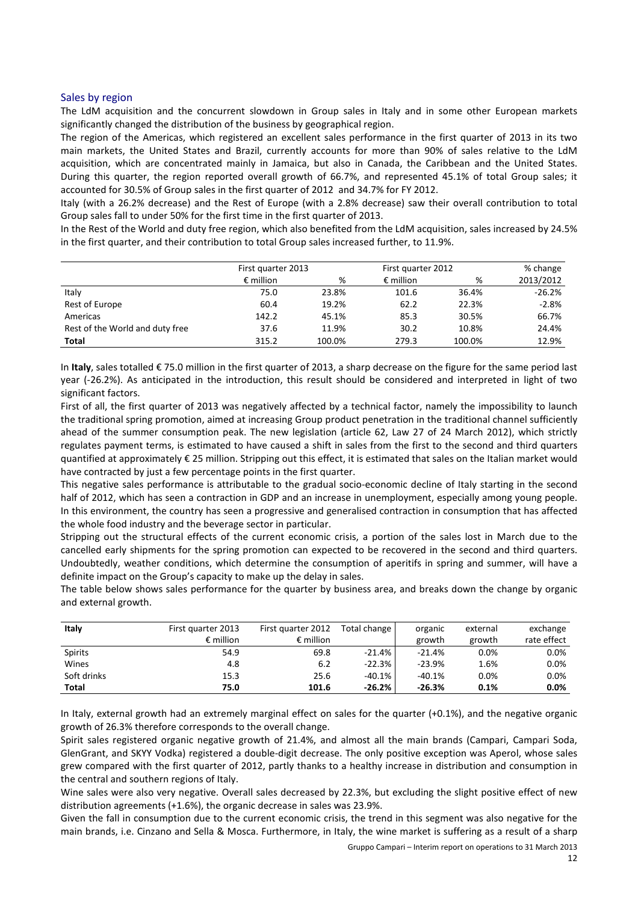## Sales by region

The LdM acquisition and the concurrent slowdown in Group sales in Italy and in some other European markets significantly changed the distribution of the business by geographical region.

The region of the Americas, which registered an excellent sales performance in the first quarter of 2013 in its two main markets, the United States and Brazil, currently accounts for more than 90% of sales relative to the LdM acquisition, which are concentrated mainly in Jamaica, but also in Canada, the Caribbean and the United States. During this quarter, the region reported overall growth of 66.7%, and represented 45.1% of total Group sales; it accounted for 30.5% of Group sales in the first quarter of 2012 and 34.7% for FY 2012.

Italy (with a 26.2% decrease) and the Rest of Europe (with a 2.8% decrease) saw their overall contribution to total Group sales fall to under 50% for the first time in the first quarter of 2013.

In the Rest of the World and duty free region, which also benefited from the LdM acquisition, sales increased by 24.5% in the first quarter, and their contribution to total Group sales increased further, to 11.9%.

| | First quarter 2013 | | First quarter 2012 | | % change |
|---|---|---|---|---|---|
| | € million | % | € million | % | 2013/2012 |
| Italy | 75.0 | 23.8% | 101.6 | 36.4% | -26.2% |
| Rest of Europe | 60.4 | 19.2% | 62.2 | 22.3% | -2.8% |
| Americas | 142.2 | 45.1% | 85.3 | 30.5% | 66.7% |
| Rest of the World and duty free | 37.6 | 11.9% | 30.2 | 10.8% | 24.4% |
| **Total** | 315.2 | 100.0% | 279.3 | 100.0% | 12.9% |

In **Italy**, sales totalled € 75.0 million in the first quarter of 2013, a sharp decrease on the figure for the same period last year (-26.2%). As anticipated in the introduction, this result should be considered and interpreted in light of two significant factors.

First of all, the first quarter of 2013 was negatively affected by a technical factor, namely the impossibility to launch the traditional spring promotion, aimed at increasing Group product penetration in the traditional channel sufficiently ahead of the summer consumption peak. The new legislation (article 62, Law 27 of 24 March 2012), which strictly regulates payment terms, is estimated to have caused a shift in sales from the first to the second and third quarters quantified at approximately € 25 million. Stripping out this effect, it is estimated that sales on the Italian market would have contracted by just a few percentage points in the first quarter.

This negative sales performance is attributable to the gradual socio-economic decline of Italy starting in the second half of 2012, which has seen a contraction in GDP and an increase in unemployment, especially among young people. In this environment, the country has seen a progressive and generalised contraction in consumption that has affected the whole food industry and the beverage sector in particular.

Stripping out the structural effects of the current economic crisis, a portion of the sales lost in March due to the cancelled early shipments for the spring promotion can expected to be recovered in the second and third quarters. Undoubtedly, weather conditions, which determine the consumption of aperitifs in spring and summer, will have a definite impact on the Group's capacity to make up the delay in sales.

The table below shows sales performance for the quarter by business area, and breaks down the change by organic and external growth.

| **Italy** | First quarter 2013 | First quarter 2012 | Total change | organic | external | exchange |
|---|---|---|---|---|---|---|
| | € million | € million | | growth | growth | rate effect |
| Spirits | 54.9 | 69.8 | -21.4% | -21.4% | 0.0% | 0.0% |
| Wines | 4.8 | 6.2 | -22.3% | -23.9% | 1.6% | 0.0% |
| Soft drinks | 15.3 | 25.6 | -40.1% | -40.1% | 0.0% | 0.0% |
| **Total** | **75.0** | **101.6** | **-26.2%** | **-26.3%** | **0.1%** | **0.0%** |

In Italy, external growth had an extremely marginal effect on sales for the quarter (+0.1%), and the negative organic growth of 26.3% therefore corresponds to the overall change.

Spirit sales registered organic negative growth of 21.4%, and almost all the main brands (Campari, Campari Soda, GlenGrant, and SKYY Vodka) registered a double-digit decrease. The only positive exception was Aperol, whose sales grew compared with the first quarter of 2012, partly thanks to a healthy increase in distribution and consumption in the central and southern regions of Italy.

Wine sales were also very negative. Overall sales decreased by 22.3%, but excluding the slight positive effect of new distribution agreements (+1.6%), the organic decrease in sales was 23.9%.

Given the fall in consumption due to the current economic crisis, the trend in this segment was also negative for the main brands, i.e. Cinzano and Sella & Mosca. Furthermore, in Italy, the wine market is suffering as a result of a sharp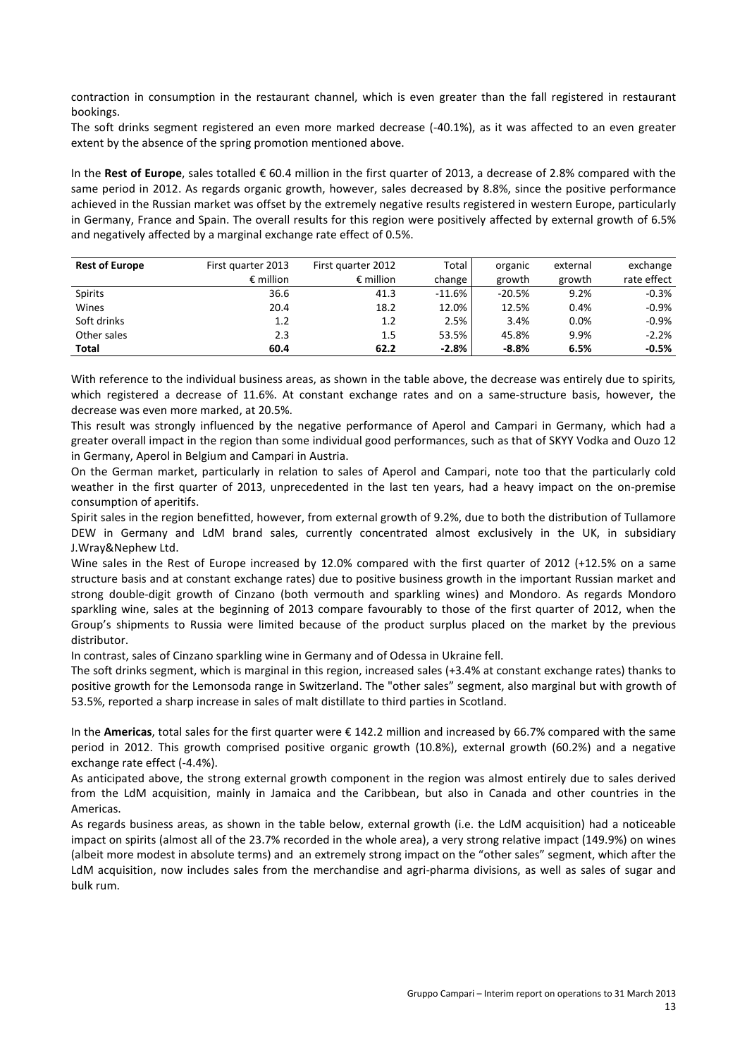contraction in consumption in the restaurant channel, which is even greater than the fall registered in restaurant bookings.

The soft drinks segment registered an even more marked decrease (-40.1%), as it was affected to an even greater extent by the absence of the spring promotion mentioned above.

In the **Rest of Europe**, sales totalled € 60.4 million in the first quarter of 2013, a decrease of 2.8% compared with the same period in 2012. As regards organic growth, however, sales decreased by 8.8%, since the positive performance achieved in the Russian market was offset by the extremely negative results registered in western Europe, particularly in Germany, France and Spain. The overall results for this region were positively affected by external growth of 6.5% and negatively affected by a marginal exchange rate effect of 0.5%.

| Rest of Europe | First quarter 2013 | First quarter 2012 | Total | organic | external | exchange |
|---|---|---|---|---|---|---|
| | € million | € million | change | growth | growth | rate effect |
| Spirits | 36.6 | 41.3 | -11.6% | -20.5% | 9.2% | -0.3% |
| Wines | 20.4 | 18.2 | 12.0% | 12.5% | 0.4% | -0.9% |
| Soft drinks | 1.2 | 1.2 | 2.5% | 3.4% | 0.0% | -0.9% |
| Other sales | 2.3 | 1.5 | 53.5% | 45.8% | 9.9% | -2.2% |
| **Total** | **60.4** | **62.2** | **-2.8%** | **-8.8%** | **6.5%** | **-0.5%** |

With reference to the individual business areas, as shown in the table above, the decrease was entirely due to spirits, which registered a decrease of 11.6%. At constant exchange rates and on a same-structure basis, however, the decrease was even more marked, at 20.5%.

This result was strongly influenced by the negative performance of Aperol and Campari in Germany, which had a greater overall impact in the region than some individual good performances, such as that of SKYY Vodka and Ouzo 12 in Germany, Aperol in Belgium and Campari in Austria.

On the German market, particularly in relation to sales of Aperol and Campari, note too that the particularly cold weather in the first quarter of 2013, unprecedented in the last ten years, had a heavy impact on the on-premise consumption of aperitifs.

Spirit sales in the region benefitted, however, from external growth of 9.2%, due to both the distribution of Tullamore DEW in Germany and LdM brand sales, currently concentrated almost exclusively in the UK, in subsidiary J.Wray&Nephew Ltd.

Wine sales in the Rest of Europe increased by 12.0% compared with the first quarter of 2012 (+12.5% on a same structure basis and at constant exchange rates) due to positive business growth in the important Russian market and strong double-digit growth of Cinzano (both vermouth and sparkling wines) and Mondoro. As regards Mondoro sparkling wine, sales at the beginning of 2013 compare favourably to those of the first quarter of 2012, when the Group's shipments to Russia were limited because of the product surplus placed on the market by the previous distributor.

In contrast, sales of Cinzano sparkling wine in Germany and of Odessa in Ukraine fell.

The soft drinks segment, which is marginal in this region, increased sales (+3.4% at constant exchange rates) thanks to positive growth for the Lemonsoda range in Switzerland. The "other sales" segment, also marginal but with growth of 53.5%, reported a sharp increase in sales of malt distillate to third parties in Scotland.

In the **Americas**, total sales for the first quarter were € 142.2 million and increased by 66.7% compared with the same period in 2012. This growth comprised positive organic growth (10.8%), external growth (60.2%) and a negative exchange rate effect (-4.4%).

As anticipated above, the strong external growth component in the region was almost entirely due to sales derived from the LdM acquisition, mainly in Jamaica and the Caribbean, but also in Canada and other countries in the Americas.

As regards business areas, as shown in the table below, external growth (i.e. the LdM acquisition) had a noticeable impact on spirits (almost all of the 23.7% recorded in the whole area), a very strong relative impact (149.9%) on wines (albeit more modest in absolute terms) and an extremely strong impact on the "other sales" segment, which after the LdM acquisition, now includes sales from the merchandise and agri-pharma divisions, as well as sales of sugar and bulk rum.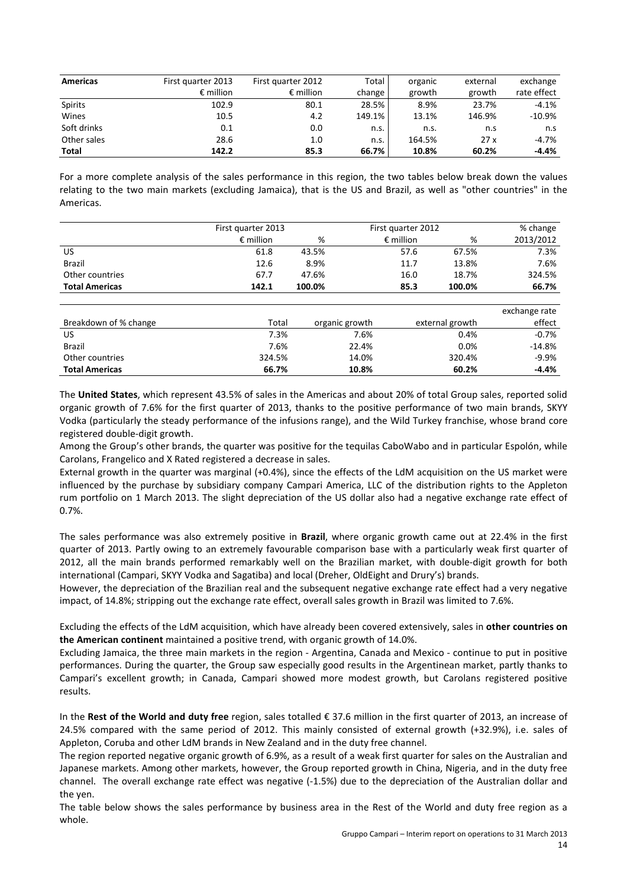| Americas | First quarter 2013 | First quarter 2012 | Total | organic | external | exchange |
|---|---|---|---|---|---|---|
| | € million | € million | change | growth | growth | rate effect |
| Spirits | 102.9 | 80.1 | 28.5% | 8.9% | 23.7% | -4.1% |
| Wines | 10.5 | 4.2 | 149.1% | 13.1% | 146.9% | -10.9% |
| Soft drinks | 0.1 | 0.0 | n.s. | n.s. | n.s | n.s |
| Other sales | 28.6 | 1.0 | n.s. | 164.5% | 27 x | -4.7% |
| **Total** | **142.2** | **85.3** | **66.7%** | **10.8%** | **60.2%** | **-4.4%** |

For a more complete analysis of the sales performance in this region, the two tables below break down the values relating to the two main markets (excluding Jamaica), that is the US and Brazil, as well as "other countries" in the Americas.

| | First quarter 2013 | | First quarter 2012 | | % change |
|---|---|---|---|---|---|
| | € million | % | € million | % | 2013/2012 |
| US | 61.8 | 43.5% | 57.6 | 67.5% | 7.3% |
| Brazil | 12.6 | 8.9% | 11.7 | 13.8% | 7.6% |
| Other countries | 67.7 | 47.6% | 16.0 | 18.7% | 324.5% |
| **Total Americas** | **142.1** | **100.0%** | **85.3** | **100.0%** | **66.7%** |

| Breakdown of % change | Total | organic growth | external growth | exchange rate effect |
|---|---|---|---|---|
| US | 7.3% | 7.6% | 0.4% | -0.7% |
| Brazil | 7.6% | 22.4% | 0.0% | -14.8% |
| Other countries | 324.5% | 14.0% | 320.4% | -9.9% |
| **Total Americas** | **66.7%** | **10.8%** | **60.2%** | **-4.4%** |

The **United States**, which represent 43.5% of sales in the Americas and about 20% of total Group sales, reported solid organic growth of 7.6% for the first quarter of 2013, thanks to the positive performance of two main brands, SKYY Vodka (particularly the steady performance of the infusions range), and the Wild Turkey franchise, whose brand core registered double-digit growth.

Among the Group's other brands, the quarter was positive for the tequilas CaboWabo and in particular Espolón, while Carolans, Frangelico and X Rated registered a decrease in sales.

External growth in the quarter was marginal (+0.4%), since the effects of the LdM acquisition on the US market were influenced by the purchase by subsidiary company Campari America, LLC of the distribution rights to the Appleton rum portfolio on 1 March 2013. The slight depreciation of the US dollar also had a negative exchange rate effect of 0.7%.

The sales performance was also extremely positive in **Brazil**, where organic growth came out at 22.4% in the first quarter of 2013. Partly owing to an extremely favourable comparison base with a particularly weak first quarter of 2012, all the main brands performed remarkably well on the Brazilian market, with double-digit growth for both international (Campari, SKYY Vodka and Sagatiba) and local (Dreher, OldEight and Drury's) brands.

However, the depreciation of the Brazilian real and the subsequent negative exchange rate effect had a very negative impact, of 14.8%; stripping out the exchange rate effect, overall sales growth in Brazil was limited to 7.6%.

Excluding the effects of the LdM acquisition, which have already been covered extensively, sales in **other countries on the American continent** maintained a positive trend, with organic growth of 14.0%.

Excluding Jamaica, the three main markets in the region - Argentina, Canada and Mexico - continue to put in positive performances. During the quarter, the Group saw especially good results in the Argentinean market, partly thanks to Campari's excellent growth; in Canada, Campari showed more modest growth, but Carolans registered positive results.

In the **Rest of the World and duty free** region, sales totalled € 37.6 million in the first quarter of 2013, an increase of 24.5% compared with the same period of 2012. This mainly consisted of external growth (+32.9%), i.e. sales of Appleton, Coruba and other LdM brands in New Zealand and in the duty free channel.

The region reported negative organic growth of 6.9%, as a result of a weak first quarter for sales on the Australian and Japanese markets. Among other markets, however, the Group reported growth in China, Nigeria, and in the duty free channel. The overall exchange rate effect was negative (-1.5%) due to the depreciation of the Australian dollar and the yen.

The table below shows the sales performance by business area in the Rest of the World and duty free region as a whole.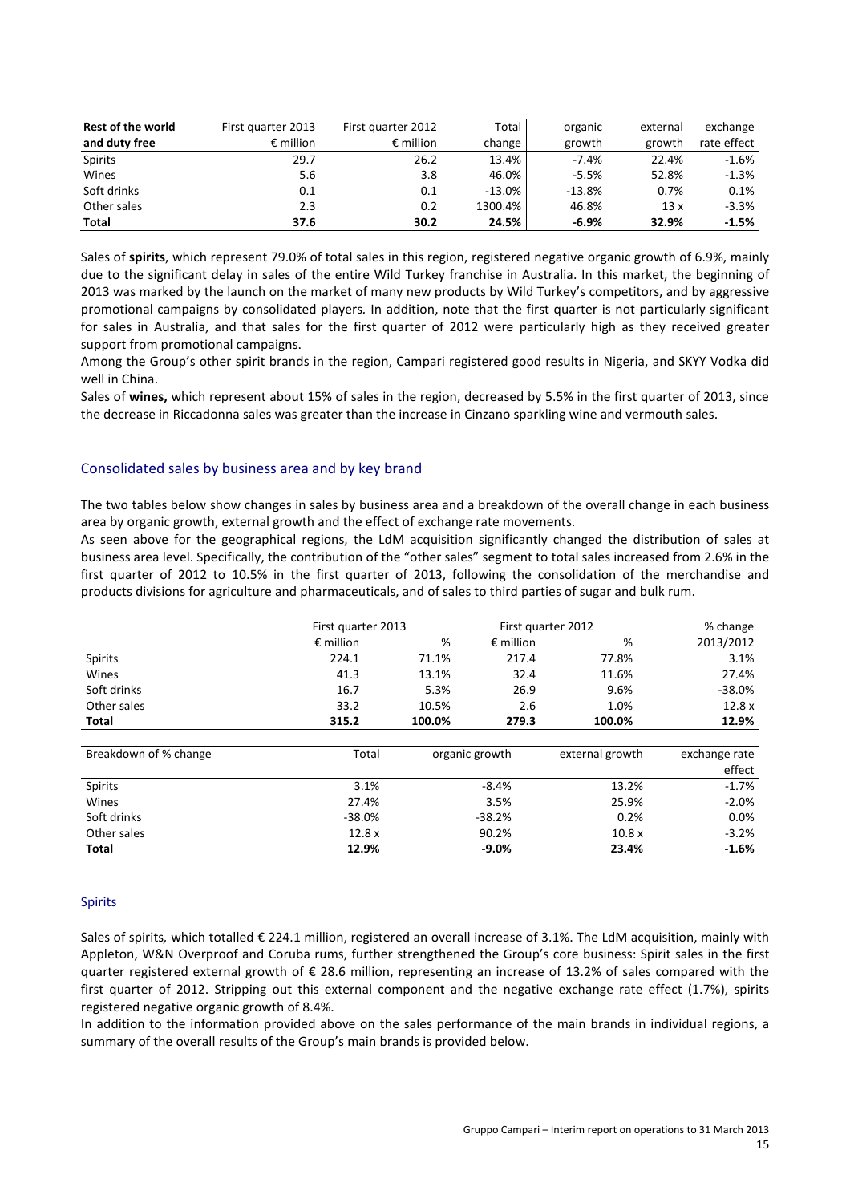| Rest of the world and duty free | First quarter 2013 € million | First quarter 2012 € million | Total change | organic growth | external growth | exchange rate effect |
|---|---|---|---|---|---|---|
| Spirits | 29.7 | 26.2 | 13.4% | -7.4% | 22.4% | -1.6% |
| Wines | 5.6 | 3.8 | 46.0% | -5.5% | 52.8% | -1.3% |
| Soft drinks | 0.1 | 0.1 | -13.0% | -13.8% | 0.7% | 0.1% |
| Other sales | 2.3 | 0.2 | 1300.4% | 46.8% | 13 x | -3.3% |
| **Total** | **37.6** | **30.2** | **24.5%** | **-6.9%** | **32.9%** | **-1.5%** |

Sales of **spirits**, which represent 79.0% of total sales in this region, registered negative organic growth of 6.9%, mainly due to the significant delay in sales of the entire Wild Turkey franchise in Australia. In this market, the beginning of 2013 was marked by the launch on the market of many new products by Wild Turkey's competitors, and by aggressive promotional campaigns by consolidated players*.* In addition, note that the first quarter is not particularly significant for sales in Australia, and that sales for the first quarter of 2012 were particularly high as they received greater support from promotional campaigns.

Among the Group's other spirit brands in the region, Campari registered good results in Nigeria, and SKYY Vodka did well in China.

Sales of **wines,** which represent about 15% of sales in the region, decreased by 5.5% in the first quarter of 2013, since the decrease in Riccadonna sales was greater than the increase in Cinzano sparkling wine and vermouth sales.

## Consolidated sales by business area and by key brand

The two tables below show changes in sales by business area and a breakdown of the overall change in each business area by organic growth, external growth and the effect of exchange rate movements.

As seen above for the geographical regions, the LdM acquisition significantly changed the distribution of sales at business area level. Specifically, the contribution of the "other sales" segment to total sales increased from 2.6% in the first quarter of 2012 to 10.5% in the first quarter of 2013, following the consolidation of the merchandise and products divisions for agriculture and pharmaceuticals, and of sales to third parties of sugar and bulk rum.

| | First quarter 2013 | | First quarter 2012 | | % change |
|---|---|---|---|---|---|
| | € million | % | € million | % | 2013/2012 |
| Spirits | 224.1 | 71.1% | 217.4 | 77.8% | 3.1% |
| Wines | 41.3 | 13.1% | 32.4 | 11.6% | 27.4% |
| Soft drinks | 16.7 | 5.3% | 26.9 | 9.6% | -38.0% |
| Other sales | 33.2 | 10.5% | 2.6 | 1.0% | 12.8 x |
| **Total** | **315.2** | **100.0%** | **279.3** | **100.0%** | **12.9%** |

| Breakdown of % change | Total | organic growth | external growth | exchange rate effect |
|---|---|---|---|---|
| Spirits | 3.1% | -8.4% | 13.2% | -1.7% |
| Wines | 27.4% | 3.5% | 25.9% | -2.0% |
| Soft drinks | -38.0% | -38.2% | 0.2% | 0.0% |
| Other sales | 12.8 x | 90.2% | 10.8 x | -3.2% |
| **Total** | **12.9%** | **-9.0%** | **23.4%** | **-1.6%** |

### Spirits

Sales of spirits*,* which totalled € 224.1 million, registered an overall increase of 3.1%. The LdM acquisition, mainly with Appleton, W&N Overproof and Coruba rums, further strengthened the Group's core business: Spirit sales in the first quarter registered external growth of € 28.6 million, representing an increase of 13.2% of sales compared with the first quarter of 2012. Stripping out this external component and the negative exchange rate effect (1.7%), spirits registered negative organic growth of 8.4%.

In addition to the information provided above on the sales performance of the main brands in individual regions, a summary of the overall results of the Group's main brands is provided below.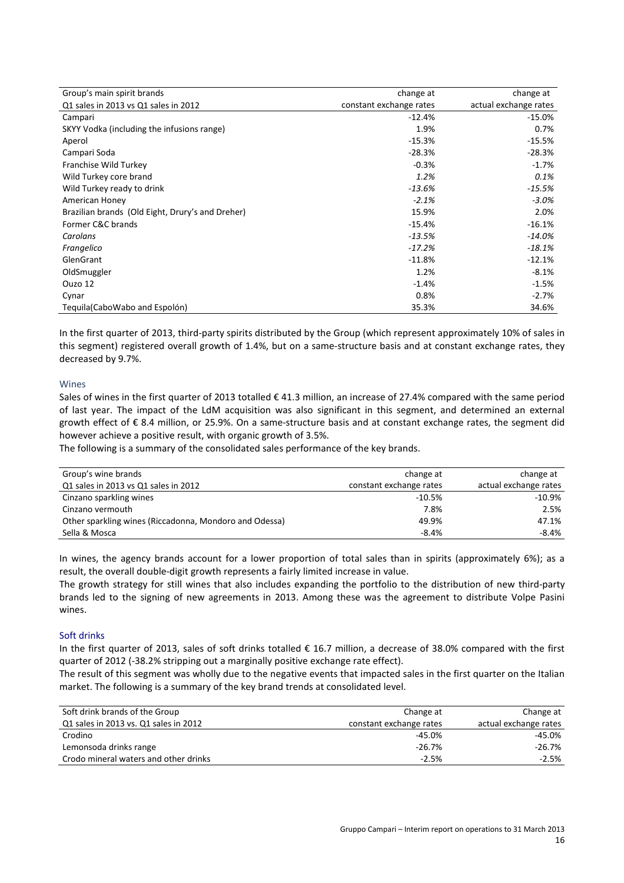| Group's main spirit brands | change at | change at |
|---|---|---|
| Q1 sales in 2013 vs Q1 sales in 2012 | constant exchange rates | actual exchange rates |
| Campari | -12.4% | -15.0% |
| SKYY Vodka (including the infusions range) | 1.9% | 0.7% |
| Aperol | -15.3% | -15.5% |
| Campari Soda | -28.3% | -28.3% |
| Franchise Wild Turkey | -0.3% | -1.7% |
| Wild Turkey core brand | *1.2%* | *0.1%* |
| Wild Turkey ready to drink | *-13.6%* | *-15.5%* |
| American Honey | *-2.1%* | *-3.0%* |
| Brazilian brands (Old Eight, Drury's and Dreher) | 15.9% | 2.0% |
| Former C&C brands | -15.4% | -16.1% |
| *Carolans* | *-13.5%* | *-14.0%* |
| *Frangelico* | *-17.2%* | *-18.1%* |
| GlenGrant | -11.8% | -12.1% |
| OldSmuggler | 1.2% | -8.1% |
| Ouzo 12 | -1.4% | -1.5% |
| Cynar | 0.8% | -2.7% |
| Tequila(CaboWabo and Espolón) | 35.3% | 34.6% |

In the first quarter of 2013, third-party spirits distributed by the Group (which represent approximately 10% of sales in this segment) registered overall growth of 1.4%, but on a same-structure basis and at constant exchange rates, they decreased by 9.7%.

### Wines

Sales of wines in the first quarter of 2013 totalled € 41.3 million, an increase of 27.4% compared with the same period of last year. The impact of the LdM acquisition was also significant in this segment, and determined an external growth effect of € 8.4 million, or 25.9%. On a same-structure basis and at constant exchange rates, the segment did however achieve a positive result, with organic growth of 3.5%.

The following is a summary of the consolidated sales performance of the key brands.

| Group's wine brands | change at | change at |
|---|---|---|
| Q1 sales in 2013 vs Q1 sales in 2012 | constant exchange rates | actual exchange rates |
| Cinzano sparkling wines | -10.5% | -10.9% |
| Cinzano vermouth | 7.8% | 2.5% |
| Other sparkling wines (Riccadonna, Mondoro and Odessa) | 49.9% | 47.1% |
| Sella & Mosca | -8.4% | -8.4% |

In wines, the agency brands account for a lower proportion of total sales than in spirits (approximately 6%); as a result, the overall double-digit growth represents a fairly limited increase in value.

The growth strategy for still wines that also includes expanding the portfolio to the distribution of new third-party brands led to the signing of new agreements in 2013. Among these was the agreement to distribute Volpe Pasini wines.

### Soft drinks

In the first quarter of 2013, sales of soft drinks totalled € 16.7 million, a decrease of 38.0% compared with the first quarter of 2012 (-38.2% stripping out a marginally positive exchange rate effect).

The result of this segment was wholly due to the negative events that impacted sales in the first quarter on the Italian market. The following is a summary of the key brand trends at consolidated level.

| Soft drink brands of the Group | Change at | Change at |
|---|---|---|
| Q1 sales in 2013 vs. Q1 sales in 2012 | constant exchange rates | actual exchange rates |
| Crodino | -45.0% | -45.0% |
| Lemonsoda drinks range | -26.7% | -26.7% |
| Crodo mineral waters and other drinks | -2.5% | -2.5% |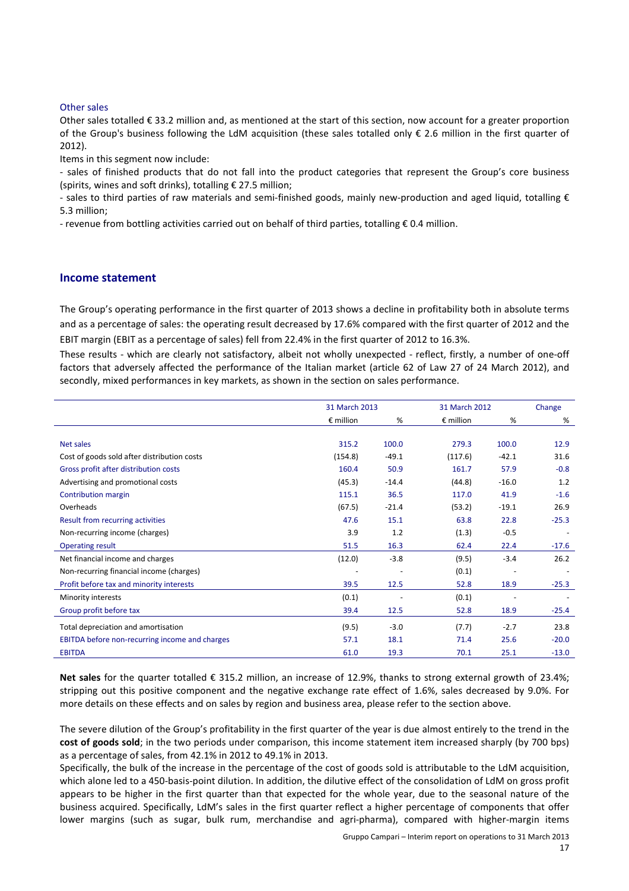### Other sales

Other sales totalled € 33.2 million and, as mentioned at the start of this section, now account for a greater proportion of the Group's business following the LdM acquisition (these sales totalled only € 2.6 million in the first quarter of 2012).

Items in this segment now include:

- sales of finished products that do not fall into the product categories that represent the Group's core business (spirits, wines and soft drinks), totalling € 27.5 million;
- sales to third parties of raw materials and semi-finished goods, mainly new-production and aged liquid, totalling € 5.3 million;
- revenue from bottling activities carried out on behalf of third parties, totalling € 0.4 million.

## Income statement

The Group's operating performance in the first quarter of 2013 shows a decline in profitability both in absolute terms and as a percentage of sales: the operating result decreased by 17.6% compared with the first quarter of 2012 and the EBIT margin (EBIT as a percentage of sales) fell from 22.4% in the first quarter of 2012 to 16.3%.

These results - which are clearly not satisfactory, albeit not wholly unexpected - reflect, firstly, a number of one-off factors that adversely affected the performance of the Italian market (article 62 of Law 27 of 24 March 2012), and secondly, mixed performances in key markets, as shown in the section on sales performance.

| | 31 March 2013 | | 31 March 2012 | | Change |
|---|---|---|---|---|---|
| | € million | % | € million | % | % |
| Net sales | 315.2 | 100.0 | 279.3 | 100.0 | 12.9 |
| Cost of goods sold after distribution costs | (154.8) | -49.1 | (117.6) | -42.1 | 31.6 |
| Gross profit after distribution costs | 160.4 | 50.9 | 161.7 | 57.9 | -0.8 |
| Advertising and promotional costs | (45.3) | -14.4 | (44.8) | -16.0 | 1.2 |
| Contribution margin | 115.1 | 36.5 | 117.0 | 41.9 | -1.6 |
| Overheads | (67.5) | -21.4 | (53.2) | -19.1 | 26.9 |
| Result from recurring activities | 47.6 | 15.1 | 63.8 | 22.8 | -25.3 |
| Non-recurring income (charges) | 3.9 | 1.2 | (1.3) | -0.5 | - |
| Operating result | 51.5 | 16.3 | 62.4 | 22.4 | -17.6 |
| Net financial income and charges | (12.0) | -3.8 | (9.5) | -3.4 | 26.2 |
| Non-recurring financial income (charges) | - | - | (0.1) | - | - |
| Profit before tax and minority interests | 39.5 | 12.5 | 52.8 | 18.9 | -25.3 |
| Minority interests | (0.1) | - | (0.1) | - | - |
| Group profit before tax | 39.4 | 12.5 | 52.8 | 18.9 | -25.4 |
| Total depreciation and amortisation | (9.5) | -3.0 | (7.7) | -2.7 | 23.8 |
| EBITDA before non-recurring income and charges | 57.1 | 18.1 | 71.4 | 25.6 | -20.0 |
| EBITDA | 61.0 | 19.3 | 70.1 | 25.1 | -13.0 |

**Net sales** for the quarter totalled € 315.2 million, an increase of 12.9%, thanks to strong external growth of 23.4%; stripping out this positive component and the negative exchange rate effect of 1.6%, sales decreased by 9.0%. For more details on these effects and on sales by region and business area, please refer to the section above.

The severe dilution of the Group's profitability in the first quarter of the year is due almost entirely to the trend in the **cost of goods sold**; in the two periods under comparison, this income statement item increased sharply (by 700 bps) as a percentage of sales, from 42.1% in 2012 to 49.1% in 2013.

Specifically, the bulk of the increase in the percentage of the cost of goods sold is attributable to the LdM acquisition, which alone led to a 450-basis-point dilution. In addition, the dilutive effect of the consolidation of LdM on gross profit appears to be higher in the first quarter than that expected for the whole year, due to the seasonal nature of the business acquired. Specifically, LdM's sales in the first quarter reflect a higher percentage of components that offer lower margins (such as sugar, bulk rum, merchandise and agri-pharma), compared with higher-margin items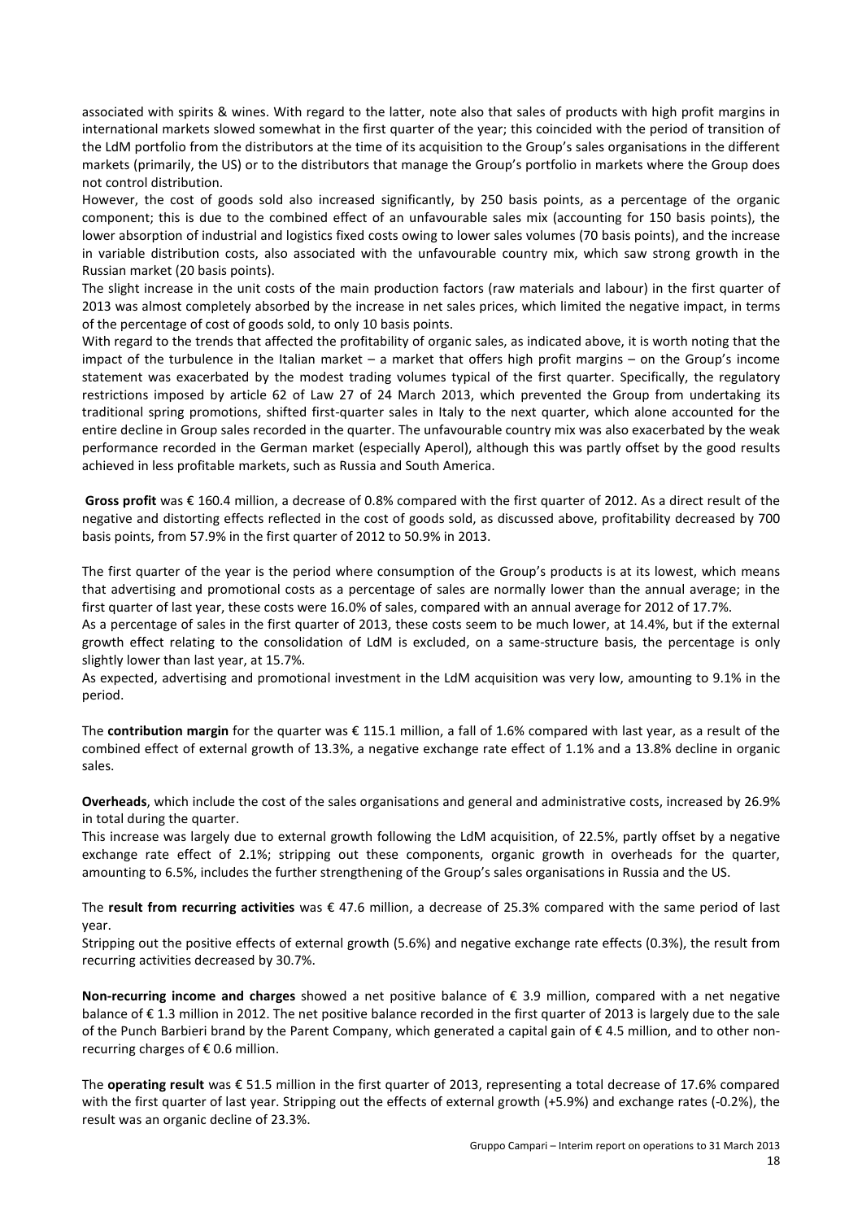associated with spirits & wines. With regard to the latter, note also that sales of products with high profit margins in international markets slowed somewhat in the first quarter of the year; this coincided with the period of transition of the LdM portfolio from the distributors at the time of its acquisition to the Group's sales organisations in the different markets (primarily, the US) or to the distributors that manage the Group's portfolio in markets where the Group does not control distribution.

However, the cost of goods sold also increased significantly, by 250 basis points, as a percentage of the organic component; this is due to the combined effect of an unfavourable sales mix (accounting for 150 basis points), the lower absorption of industrial and logistics fixed costs owing to lower sales volumes (70 basis points), and the increase in variable distribution costs, also associated with the unfavourable country mix, which saw strong growth in the Russian market (20 basis points).

The slight increase in the unit costs of the main production factors (raw materials and labour) in the first quarter of 2013 was almost completely absorbed by the increase in net sales prices, which limited the negative impact, in terms of the percentage of cost of goods sold, to only 10 basis points.

With regard to the trends that affected the profitability of organic sales, as indicated above, it is worth noting that the impact of the turbulence in the Italian market – a market that offers high profit margins – on the Group's income statement was exacerbated by the modest trading volumes typical of the first quarter. Specifically, the regulatory restrictions imposed by article 62 of Law 27 of 24 March 2013, which prevented the Group from undertaking its traditional spring promotions, shifted first-quarter sales in Italy to the next quarter, which alone accounted for the entire decline in Group sales recorded in the quarter. The unfavourable country mix was also exacerbated by the weak performance recorded in the German market (especially Aperol), although this was partly offset by the good results achieved in less profitable markets, such as Russia and South America.

**Gross profit** was € 160.4 million, a decrease of 0.8% compared with the first quarter of 2012. As a direct result of the negative and distorting effects reflected in the cost of goods sold, as discussed above, profitability decreased by 700 basis points, from 57.9% in the first quarter of 2012 to 50.9% in 2013.

The first quarter of the year is the period where consumption of the Group's products is at its lowest, which means that advertising and promotional costs as a percentage of sales are normally lower than the annual average; in the first quarter of last year, these costs were 16.0% of sales, compared with an annual average for 2012 of 17.7%.

As a percentage of sales in the first quarter of 2013, these costs seem to be much lower, at 14.4%, but if the external growth effect relating to the consolidation of LdM is excluded, on a same-structure basis, the percentage is only slightly lower than last year, at 15.7%.

As expected, advertising and promotional investment in the LdM acquisition was very low, amounting to 9.1% in the period.

The **contribution margin** for the quarter was € 115.1 million, a fall of 1.6% compared with last year, as a result of the combined effect of external growth of 13.3%, a negative exchange rate effect of 1.1% and a 13.8% decline in organic sales.

**Overheads**, which include the cost of the sales organisations and general and administrative costs, increased by 26.9% in total during the quarter.

This increase was largely due to external growth following the LdM acquisition, of 22.5%, partly offset by a negative exchange rate effect of 2.1%; stripping out these components, organic growth in overheads for the quarter, amounting to 6.5%, includes the further strengthening of the Group's sales organisations in Russia and the US.

The **result from recurring activities** was € 47.6 million, a decrease of 25.3% compared with the same period of last year.

Stripping out the positive effects of external growth (5.6%) and negative exchange rate effects (0.3%), the result from recurring activities decreased by 30.7%.

**Non-recurring income and charges** showed a net positive balance of € 3.9 million, compared with a net negative balance of € 1.3 million in 2012. The net positive balance recorded in the first quarter of 2013 is largely due to the sale of the Punch Barbieri brand by the Parent Company, which generated a capital gain of € 4.5 million, and to other non-recurring charges of € 0.6 million.

The **operating result** was € 51.5 million in the first quarter of 2013, representing a total decrease of 17.6% compared with the first quarter of last year. Stripping out the effects of external growth (+5.9%) and exchange rates (-0.2%), the result was an organic decline of 23.3%.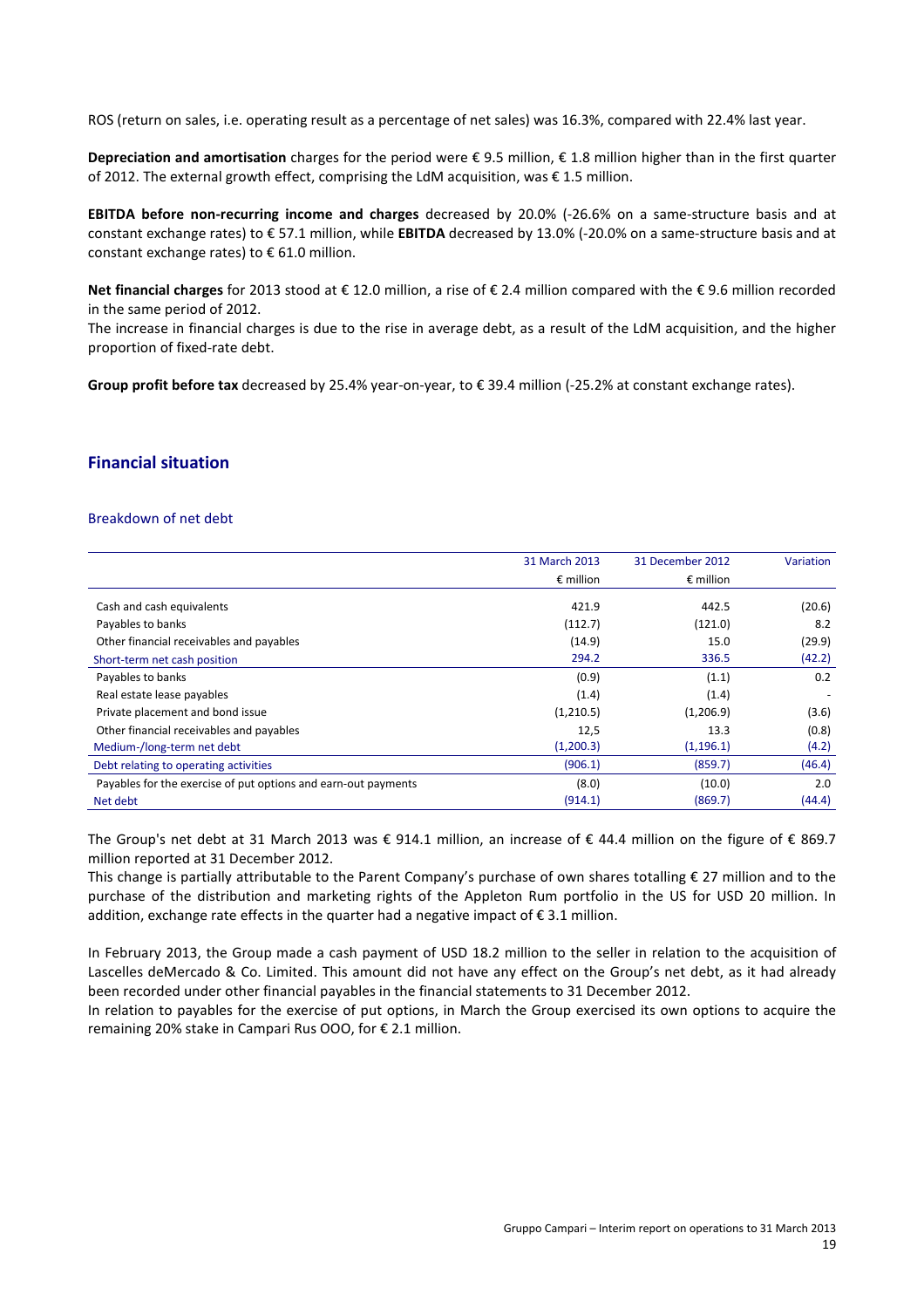ROS (return on sales, i.e. operating result as a percentage of net sales) was 16.3%, compared with 22.4% last year.

**Depreciation and amortisation** charges for the period were € 9.5 million, € 1.8 million higher than in the first quarter of 2012. The external growth effect, comprising the LdM acquisition, was € 1.5 million.

**EBITDA before non-recurring income and charges** decreased by 20.0% (-26.6% on a same-structure basis and at constant exchange rates) to € 57.1 million, while **EBITDA** decreased by 13.0% (-20.0% on a same-structure basis and at constant exchange rates) to € 61.0 million.

**Net financial charges** for 2013 stood at € 12.0 million, a rise of € 2.4 million compared with the € 9.6 million recorded in the same period of 2012.

The increase in financial charges is due to the rise in average debt, as a result of the LdM acquisition, and the higher proportion of fixed-rate debt.

**Group profit before tax** decreased by 25.4% year-on-year, to € 39.4 million (-25.2% at constant exchange rates).

## Financial situation

### Breakdown of net debt

| | 31 March 2013 | 31 December 2012 | Variation |
|---|---|---|---|
| | € million | € million | |
| Cash and cash equivalents | 421.9 | 442.5 | (20.6) |
| Payables to banks | (112.7) | (121.0) | 8.2 |
| Other financial receivables and payables | (14.9) | 15.0 | (29.9) |
| Short-term net cash position | 294.2 | 336.5 | (42.2) |
| Payables to banks | (0.9) | (1.1) | 0.2 |
| Real estate lease payables | (1.4) | (1.4) | - |
| Private placement and bond issue | (1,210.5) | (1,206.9) | (3.6) |
| Other financial receivables and payables | 12,5 | 13.3 | (0.8) |
| Medium-/long-term net debt | (1,200.3) | (1,196.1) | (4.2) |
| Debt relating to operating activities | (906.1) | (859.7) | (46.4) |
| Payables for the exercise of put options and earn-out payments | (8.0) | (10.0) | 2.0 |
| Net debt | (914.1) | (869.7) | (44.4) |

The Group's net debt at 31 March 2013 was € 914.1 million, an increase of € 44.4 million on the figure of € 869.7 million reported at 31 December 2012.

This change is partially attributable to the Parent Company's purchase of own shares totalling € 27 million and to the purchase of the distribution and marketing rights of the Appleton Rum portfolio in the US for USD 20 million. In addition, exchange rate effects in the quarter had a negative impact of € 3.1 million.

In February 2013, the Group made a cash payment of USD 18.2 million to the seller in relation to the acquisition of Lascelles deMercado & Co. Limited. This amount did not have any effect on the Group's net debt, as it had already been recorded under other financial payables in the financial statements to 31 December 2012.

In relation to payables for the exercise of put options, in March the Group exercised its own options to acquire the remaining 20% stake in Campari Rus OOO, for € 2.1 million.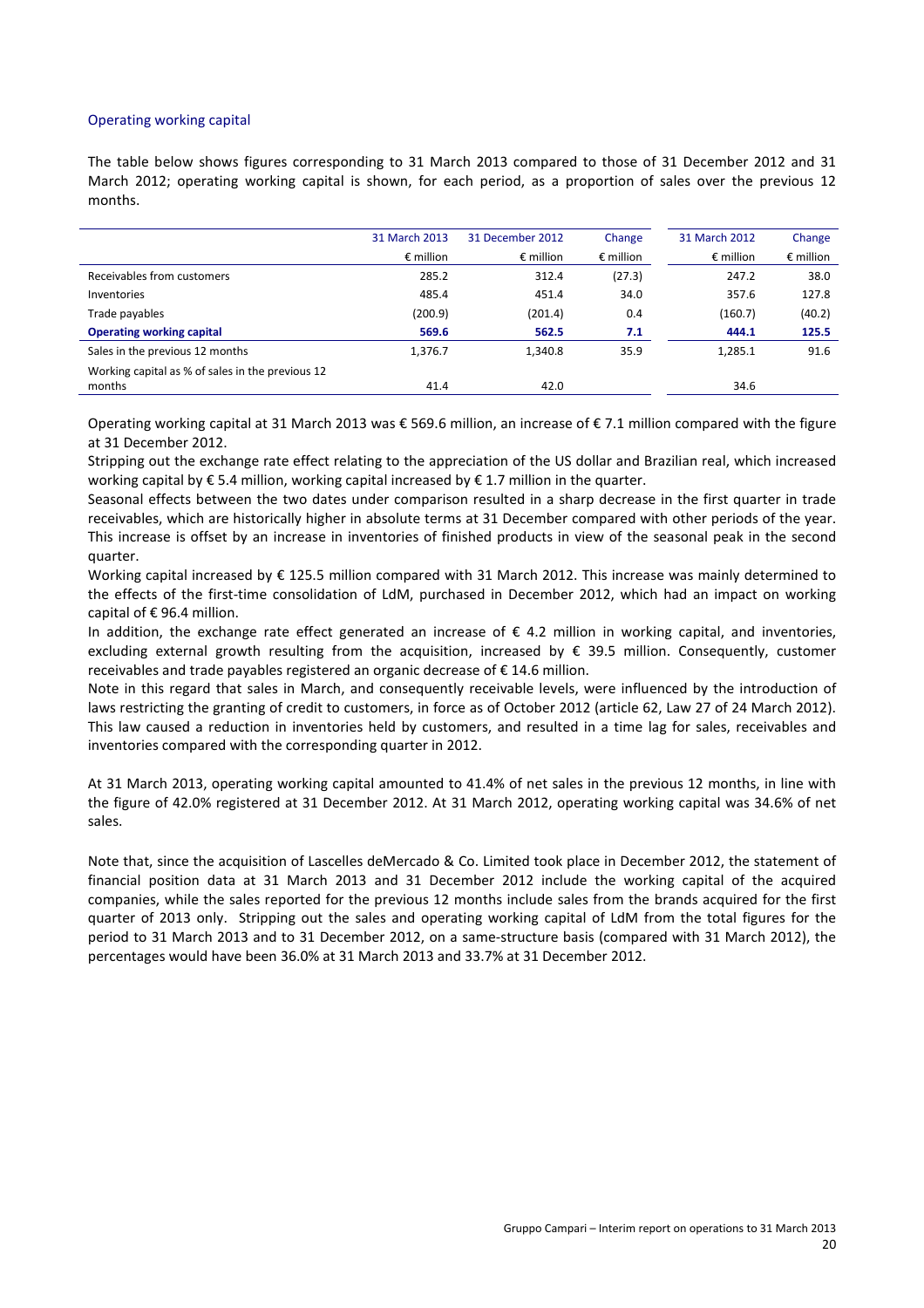### Operating working capital

The table below shows figures corresponding to 31 March 2013 compared to those of 31 December 2012 and 31 March 2012; operating working capital is shown, for each period, as a proportion of sales over the previous 12 months.

| | 31 March 2013 | 31 December 2012 | Change | 31 March 2012 | Change |
|---|---|---|---|---|---|
| | € million | € million | € million | € million | € million |
| Receivables from customers | 285.2 | 312.4 | (27.3) | 247.2 | 38.0 |
| Inventories | 485.4 | 451.4 | 34.0 | 357.6 | 127.8 |
| Trade payables | (200.9) | (201.4) | 0.4 | (160.7) | (40.2) |
| **Operating working capital** | **569.6** | **562.5** | **7.1** | **444.1** | **125.5** |
| Sales in the previous 12 months | 1,376.7 | 1,340.8 | 35.9 | 1,285.1 | 91.6 |
| Working capital as % of sales in the previous 12 months | 41.4 | 42.0 | | 34.6 | |

Operating working capital at 31 March 2013 was € 569.6 million, an increase of € 7.1 million compared with the figure at 31 December 2012.
Stripping out the exchange rate effect relating to the appreciation of the US dollar and Brazilian real, which increased working capital by € 5.4 million, working capital increased by € 1.7 million in the quarter.
Seasonal effects between the two dates under comparison resulted in a sharp decrease in the first quarter in trade receivables, which are historically higher in absolute terms at 31 December compared with other periods of the year. This increase is offset by an increase in inventories of finished products in view of the seasonal peak in the second quarter.
Working capital increased by € 125.5 million compared with 31 March 2012. This increase was mainly determined to the effects of the first-time consolidation of LdM, purchased in December 2012, which had an impact on working capital of € 96.4 million.
In addition, the exchange rate effect generated an increase of € 4.2 million in working capital, and inventories, excluding external growth resulting from the acquisition, increased by € 39.5 million. Consequently, customer receivables and trade payables registered an organic decrease of € 14.6 million.
Note in this regard that sales in March, and consequently receivable levels, were influenced by the introduction of laws restricting the granting of credit to customers, in force as of October 2012 (article 62, Law 27 of 24 March 2012). This law caused a reduction in inventories held by customers, and resulted in a time lag for sales, receivables and inventories compared with the corresponding quarter in 2012.

At 31 March 2013, operating working capital amounted to 41.4% of net sales in the previous 12 months, in line with the figure of 42.0% registered at 31 December 2012. At 31 March 2012, operating working capital was 34.6% of net sales.

Note that, since the acquisition of Lascelles deMercado & Co. Limited took place in December 2012, the statement of financial position data at 31 March 2013 and 31 December 2012 include the working capital of the acquired companies, while the sales reported for the previous 12 months include sales from the brands acquired for the first quarter of 2013 only. Stripping out the sales and operating working capital of LdM from the total figures for the period to 31 March 2013 and to 31 December 2012, on a same-structure basis (compared with 31 March 2012), the percentages would have been 36.0% at 31 March 2013 and 33.7% at 31 December 2012.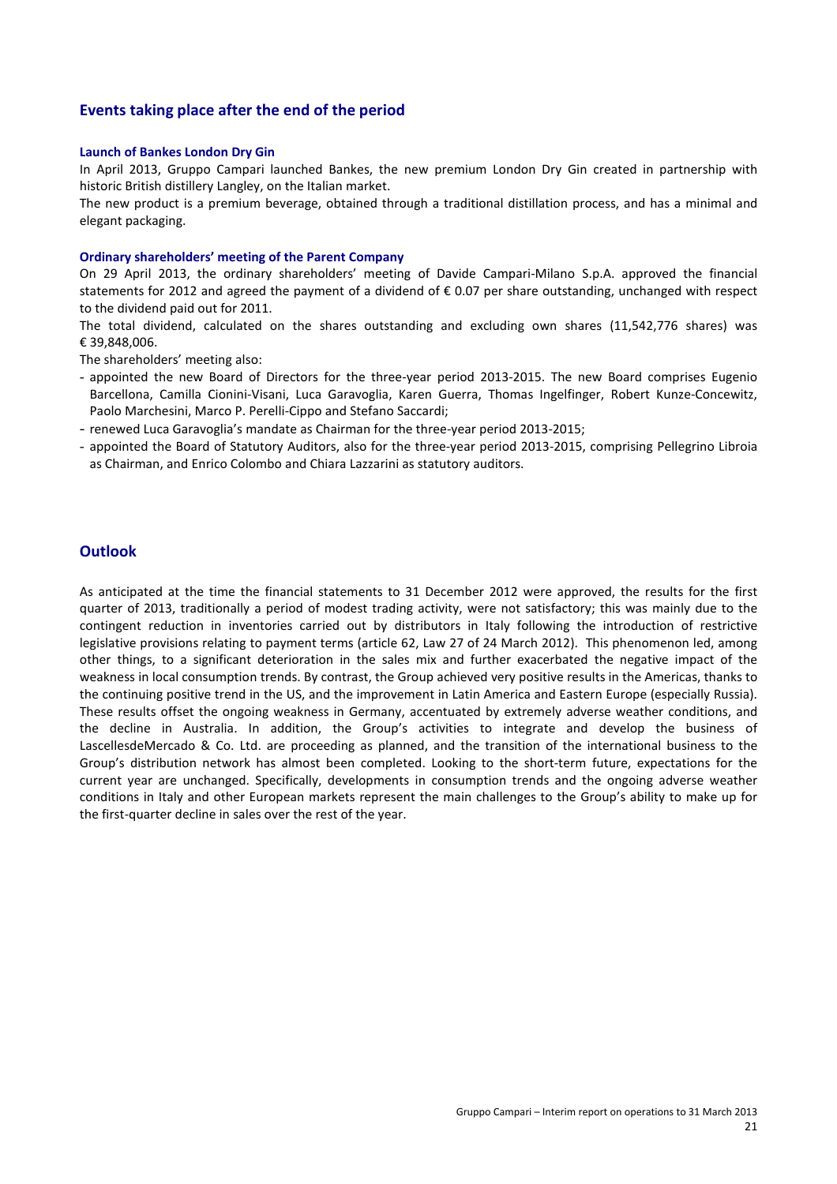## Events taking place after the end of the period

### Launch of Bankes London Dry Gin

In April 2013, Gruppo Campari launched Bankes, the new premium London Dry Gin created in partnership with historic British distillery Langley, on the Italian market.

The new product is a premium beverage, obtained through a traditional distillation process, and has a minimal and elegant packaging.

### Ordinary shareholders' meeting of the Parent Company

On 29 April 2013, the ordinary shareholders' meeting of Davide Campari-Milano S.p.A. approved the financial statements for 2012 and agreed the payment of a dividend of € 0.07 per share outstanding, unchanged with respect to the dividend paid out for 2011.

The total dividend, calculated on the shares outstanding and excluding own shares (11,542,776 shares) was € 39,848,006.

The shareholders' meeting also:

- appointed the new Board of Directors for the three-year period 2013-2015. The new Board comprises Eugenio Barcellona, Camilla Cionini-Visani, Luca Garavoglia, Karen Guerra, Thomas Ingelfinger, Robert Kunze-Concewitz, Paolo Marchesini, Marco P. Perelli-Cippo and Stefano Saccardi;
- renewed Luca Garavoglia's mandate as Chairman for the three-year period 2013-2015;
- appointed the Board of Statutory Auditors, also for the three-year period 2013-2015, comprising Pellegrino Libroia as Chairman, and Enrico Colombo and Chiara Lazzarini as statutory auditors.

## Outlook

As anticipated at the time the financial statements to 31 December 2012 were approved, the results for the first quarter of 2013, traditionally a period of modest trading activity, were not satisfactory; this was mainly due to the contingent reduction in inventories carried out by distributors in Italy following the introduction of restrictive legislative provisions relating to payment terms (article 62, Law 27 of 24 March 2012). This phenomenon led, among other things, to a significant deterioration in the sales mix and further exacerbated the negative impact of the weakness in local consumption trends. By contrast, the Group achieved very positive results in the Americas, thanks to the continuing positive trend in the US, and the improvement in Latin America and Eastern Europe (especially Russia). These results offset the ongoing weakness in Germany, accentuated by extremely adverse weather conditions, and the decline in Australia. In addition, the Group's activities to integrate and develop the business of LascellesdeMercado & Co. Ltd. are proceeding as planned, and the transition of the international business to the Group's distribution network has almost been completed. Looking to the short-term future, expectations for the current year are unchanged. Specifically, developments in consumption trends and the ongoing adverse weather conditions in Italy and other European markets represent the main challenges to the Group's ability to make up for the first-quarter decline in sales over the rest of the year.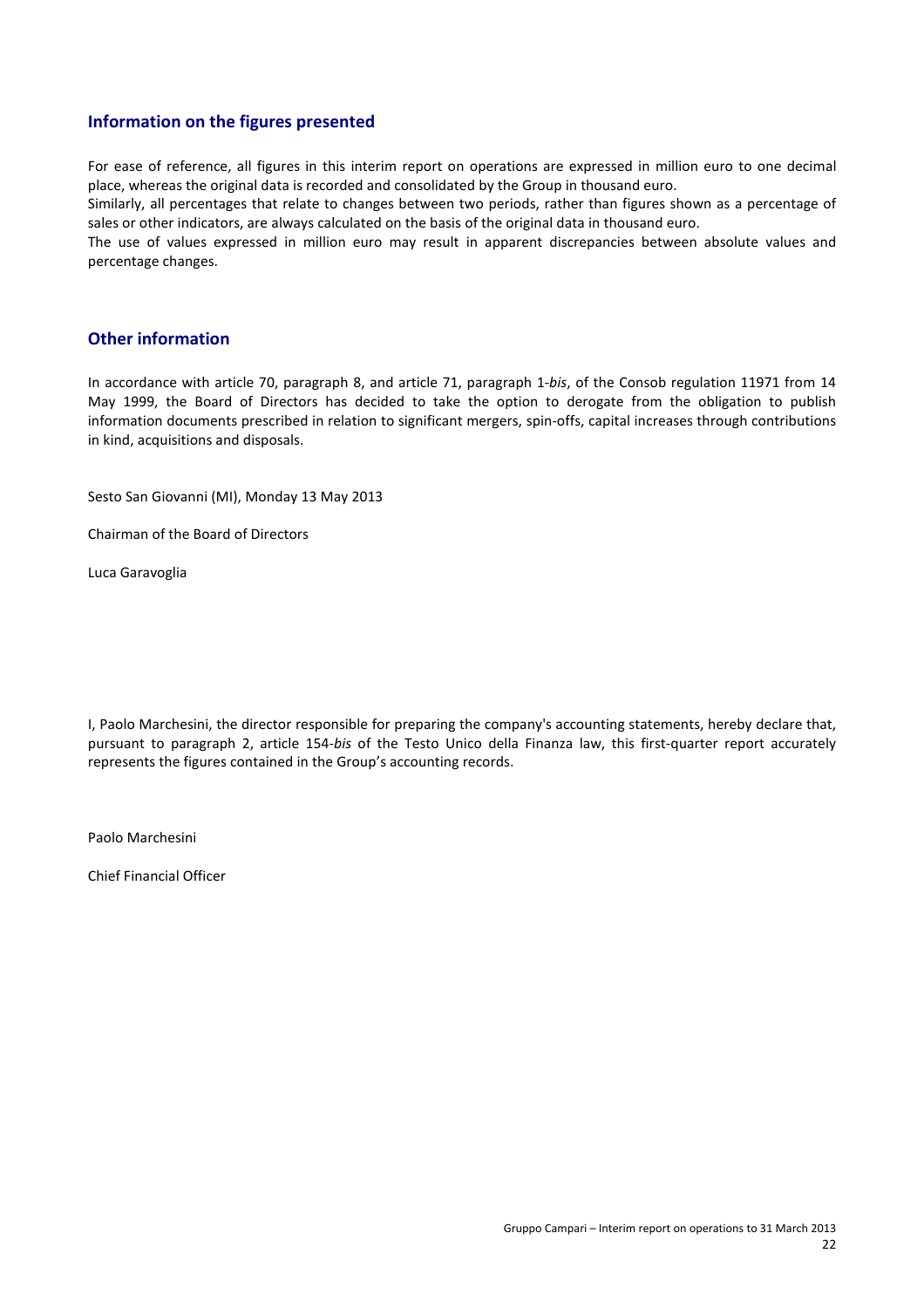## Information on the figures presented

For ease of reference, all figures in this interim report on operations are expressed in million euro to one decimal place, whereas the original data is recorded and consolidated by the Group in thousand euro.
Similarly, all percentages that relate to changes between two periods, rather than figures shown as a percentage of sales or other indicators, are always calculated on the basis of the original data in thousand euro.
The use of values expressed in million euro may result in apparent discrepancies between absolute values and percentage changes.

## Other information

In accordance with article 70, paragraph 8, and article 71, paragraph 1-*bis*, of the Consob regulation 11971 from 14 May 1999, the Board of Directors has decided to take the option to derogate from the obligation to publish information documents prescribed in relation to significant mergers, spin-offs, capital increases through contributions in kind, acquisitions and disposals.

Sesto San Giovanni (MI), Monday 13 May 2013

Chairman of the Board of Directors

Luca Garavoglia

I, Paolo Marchesini, the director responsible for preparing the company's accounting statements, hereby declare that, pursuant to paragraph 2, article 154-*bis* of the Testo Unico della Finanza law, this first-quarter report accurately represents the figures contained in the Group's accounting records.

Paolo Marchesini

Chief Financial Officer